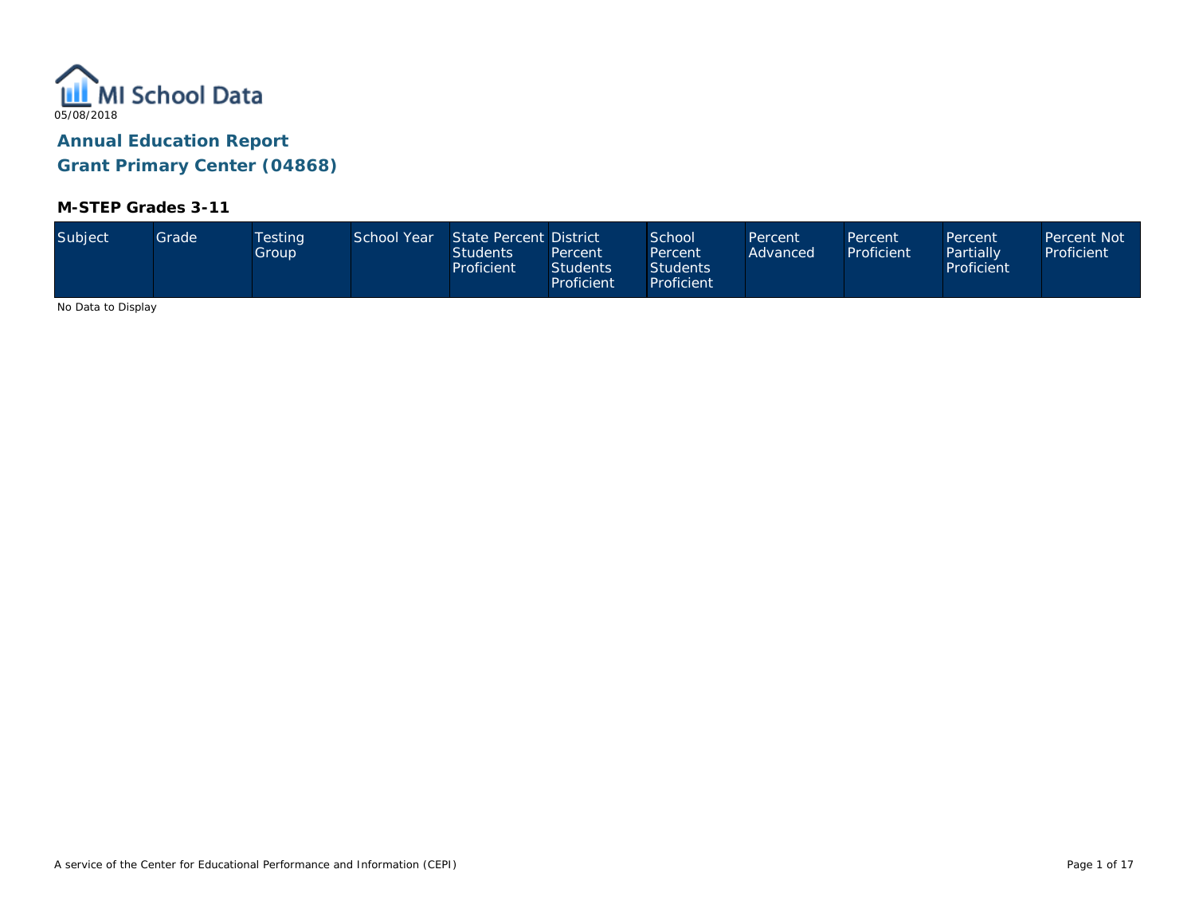MI School Data

05/08/2018

## Annual Education Report
## Grant Primary Center (04868)

### M-STEP Grades 3-11

| Subject | Grade | Testing Group | School Year | State Percent Students Proficient | District Percent Students Proficient | School Percent Students Proficient | Percent Advanced | Percent Proficient | Percent Partially Proficient | Percent Not Proficient |
|---|---|---|---|---|---|---|---|---|---|---|

No Data to Display

A service of the Center for Educational Performance and Information (CEPI)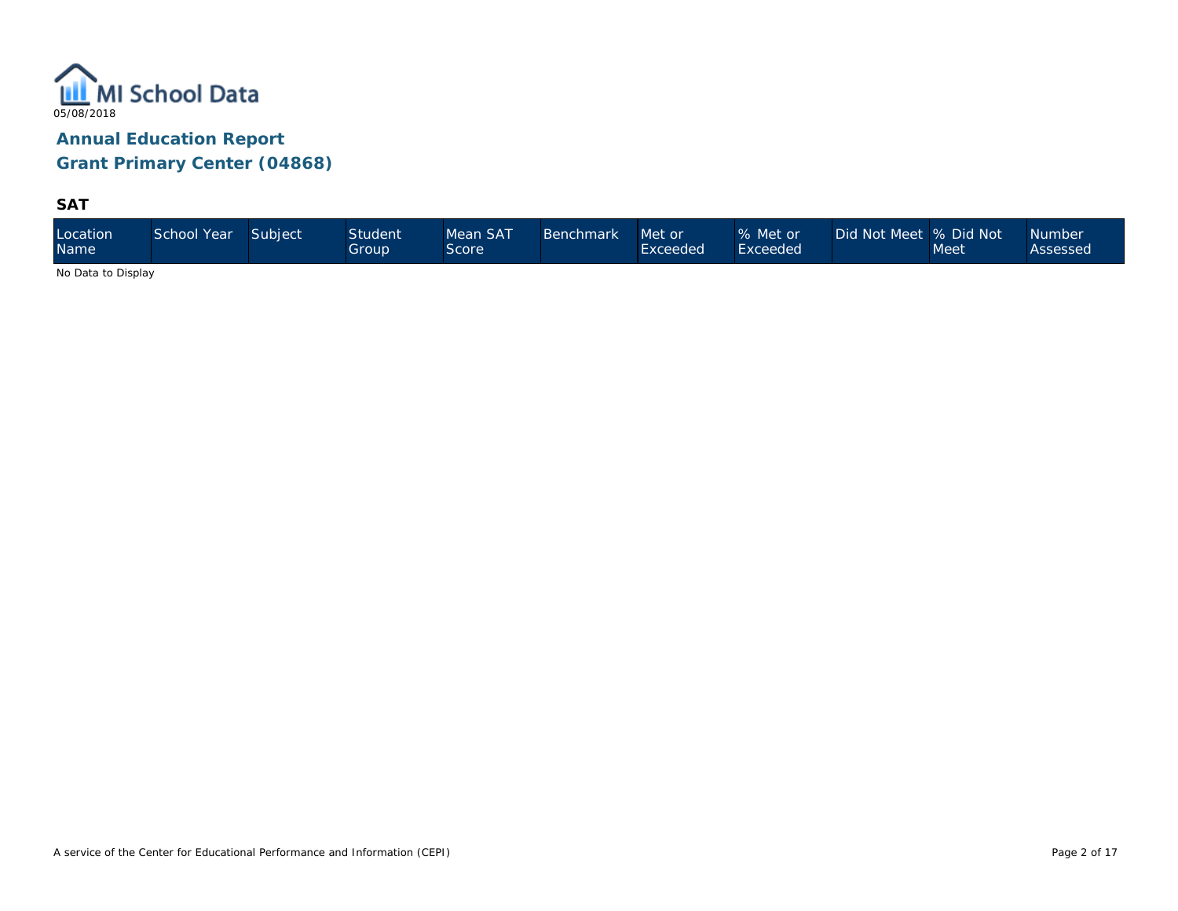MI School Data

05/08/2018

## Annual Education Report

## Grant Primary Center (04868)

### SAT

| Location Name | School Year | Subject | Student Group | Mean SAT Score | Benchmark | Met or Exceeded | % Met or Exceeded | Did Not Meet | % Did Not Meet | Number Assessed |
|---|---|---|---|---|---|---|---|---|---|---|

No Data to Display

A service of the Center for Educational Performance and Information (CEPI)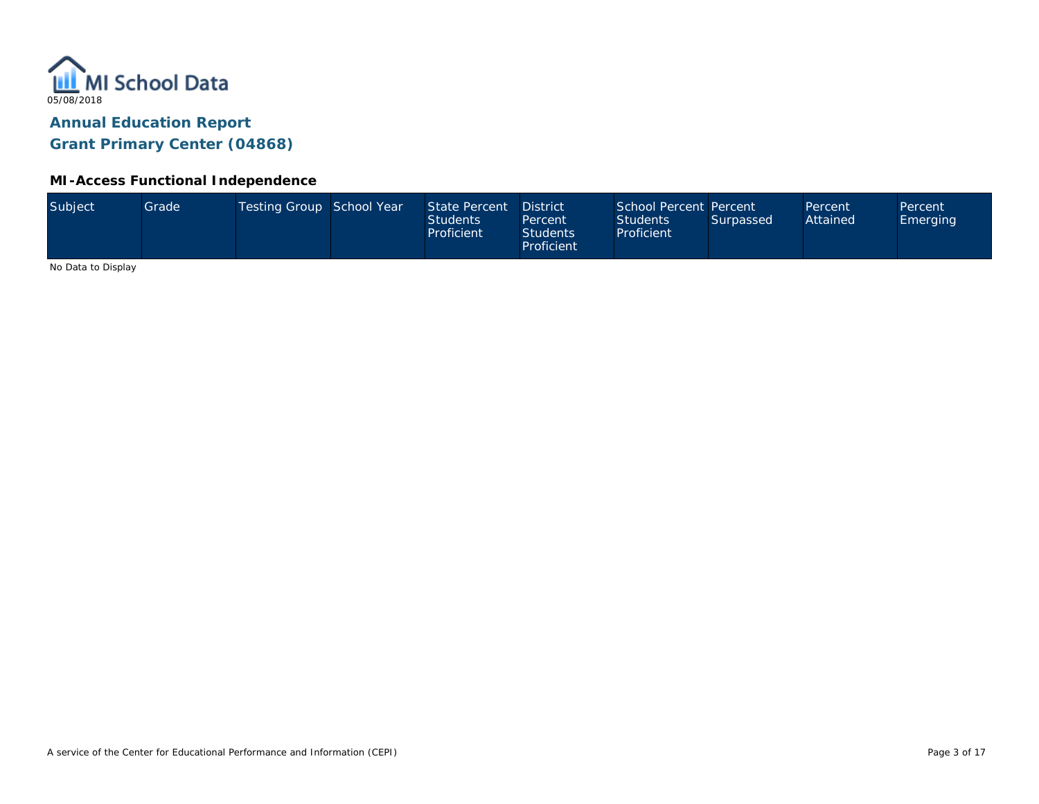MI School Data

05/08/2018

## Annual Education Report

## Grant Primary Center (04868)

### MI-Access Functional Independence

| Subject | Grade | Testing Group | School Year | State Percent Students Proficient | District Percent Students Proficient | School Percent Students Proficient | Percent Surpassed | Percent Attained | Percent Emerging |
|---|---|---|---|---|---|---|---|---|---|

No Data to Display

A service of the Center for Educational Performance and Information (CEPI)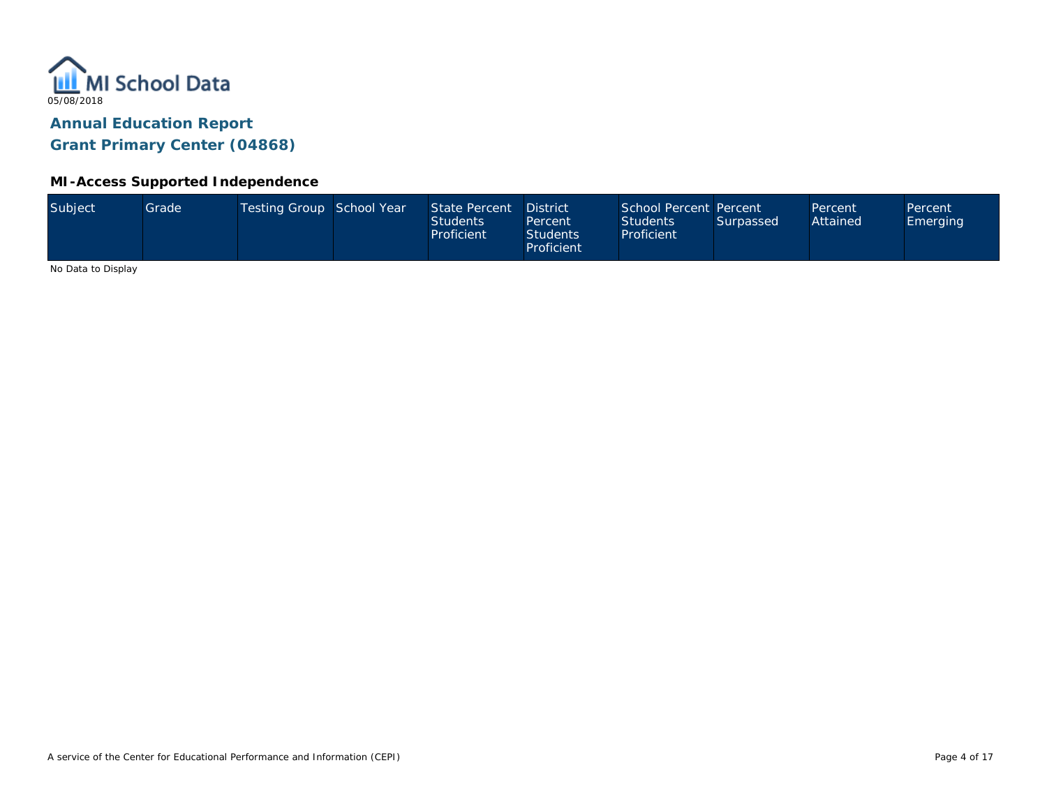MI School Data

05/08/2018

## Annual Education Report

## Grant Primary Center (04868)

### MI-Access Supported Independence

| Subject | Grade | Testing Group | School Year | State Percent Students Proficient | District Percent Students Proficient | School Percent Students Proficient | Percent Surpassed | Percent Attained | Percent Emerging |
|---|---|---|---|---|---|---|---|---|---|

No Data to Display

A service of the Center for Educational Performance and Information (CEPI)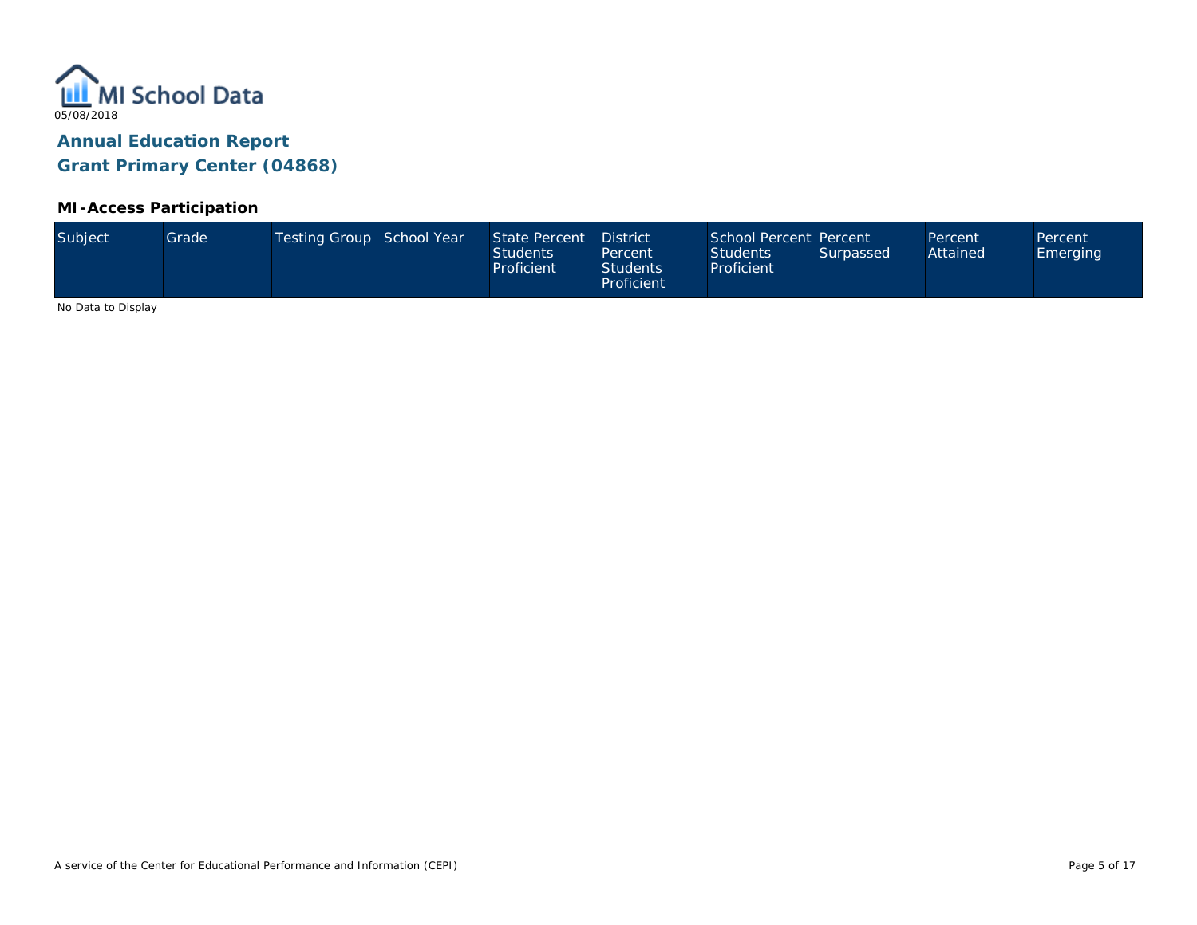MI School Data

05/08/2018

## Annual Education Report

## Grant Primary Center (04868)

### MI-Access Participation

| Subject | Grade | Testing Group | School Year | State Percent Students Proficient | District Percent Students Proficient | School Percent Students Proficient | Percent Surpassed | Percent Attained | Percent Emerging |
|---|---|---|---|---|---|---|---|---|---|

No Data to Display

A service of the Center for Educational Performance and Information (CEPI)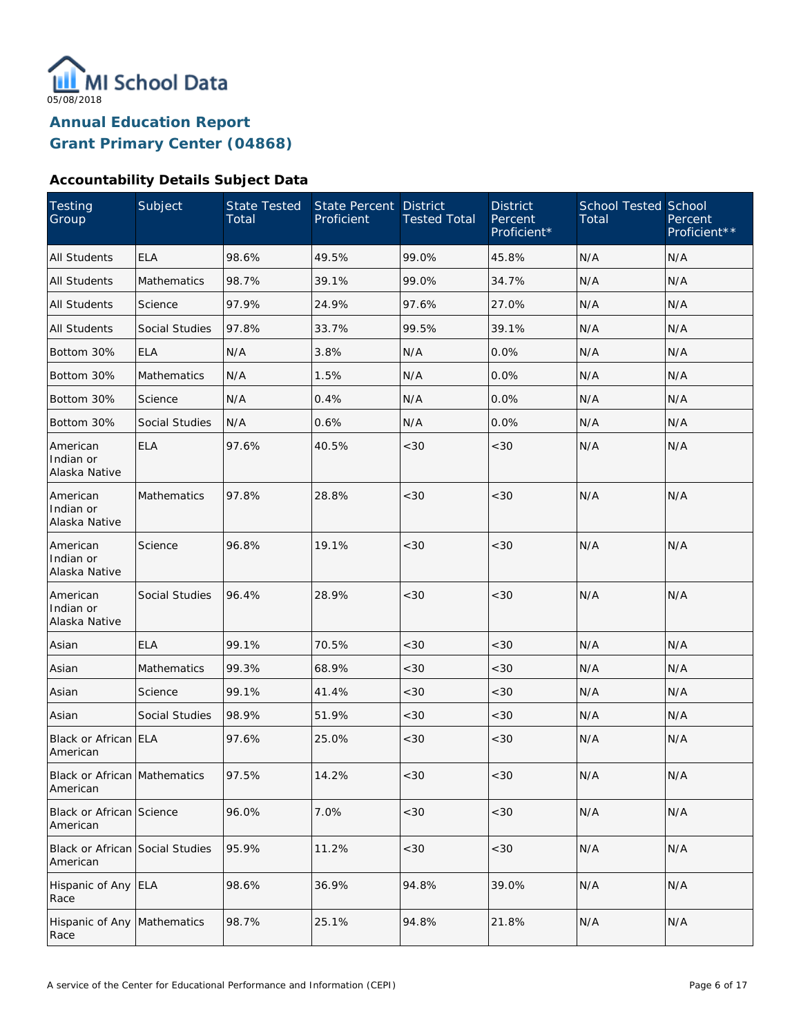MI School Data

05/08/2018

# Annual Education Report
# Grant Primary Center (04868)

### Accountability Details Subject Data

| Testing Group | Subject | State Tested Total | State Percent Proficient | District Tested Total | District Percent Proficient* | School Tested Total | School Percent Proficient** |
|---|---|---|---|---|---|---|---|
| All Students | ELA | 98.6% | 49.5% | 99.0% | 45.8% | N/A | N/A |
| All Students | Mathematics | 98.7% | 39.1% | 99.0% | 34.7% | N/A | N/A |
| All Students | Science | 97.9% | 24.9% | 97.6% | 27.0% | N/A | N/A |
| All Students | Social Studies | 97.8% | 33.7% | 99.5% | 39.1% | N/A | N/A |
| Bottom 30% | ELA | N/A | 3.8% | N/A | 0.0% | N/A | N/A |
| Bottom 30% | Mathematics | N/A | 1.5% | N/A | 0.0% | N/A | N/A |
| Bottom 30% | Science | N/A | 0.4% | N/A | 0.0% | N/A | N/A |
| Bottom 30% | Social Studies | N/A | 0.6% | N/A | 0.0% | N/A | N/A |
| American Indian or Alaska Native | ELA | 97.6% | 40.5% | <30 | <30 | N/A | N/A |
| American Indian or Alaska Native | Mathematics | 97.8% | 28.8% | <30 | <30 | N/A | N/A |
| American Indian or Alaska Native | Science | 96.8% | 19.1% | <30 | <30 | N/A | N/A |
| American Indian or Alaska Native | Social Studies | 96.4% | 28.9% | <30 | <30 | N/A | N/A |
| Asian | ELA | 99.1% | 70.5% | <30 | <30 | N/A | N/A |
| Asian | Mathematics | 99.3% | 68.9% | <30 | <30 | N/A | N/A |
| Asian | Science | 99.1% | 41.4% | <30 | <30 | N/A | N/A |
| Asian | Social Studies | 98.9% | 51.9% | <30 | <30 | N/A | N/A |
| Black or African American | ELA | 97.6% | 25.0% | <30 | <30 | N/A | N/A |
| Black or African American | Mathematics | 97.5% | 14.2% | <30 | <30 | N/A | N/A |
| Black or African American | Science | 96.0% | 7.0% | <30 | <30 | N/A | N/A |
| Black or African American | Social Studies | 95.9% | 11.2% | <30 | <30 | N/A | N/A |
| Hispanic of Any Race | ELA | 98.6% | 36.9% | 94.8% | 39.0% | N/A | N/A |
| Hispanic of Any Race | Mathematics | 98.7% | 25.1% | 94.8% | 21.8% | N/A | N/A |

A service of the Center for Educational Performance and Information (CEPI)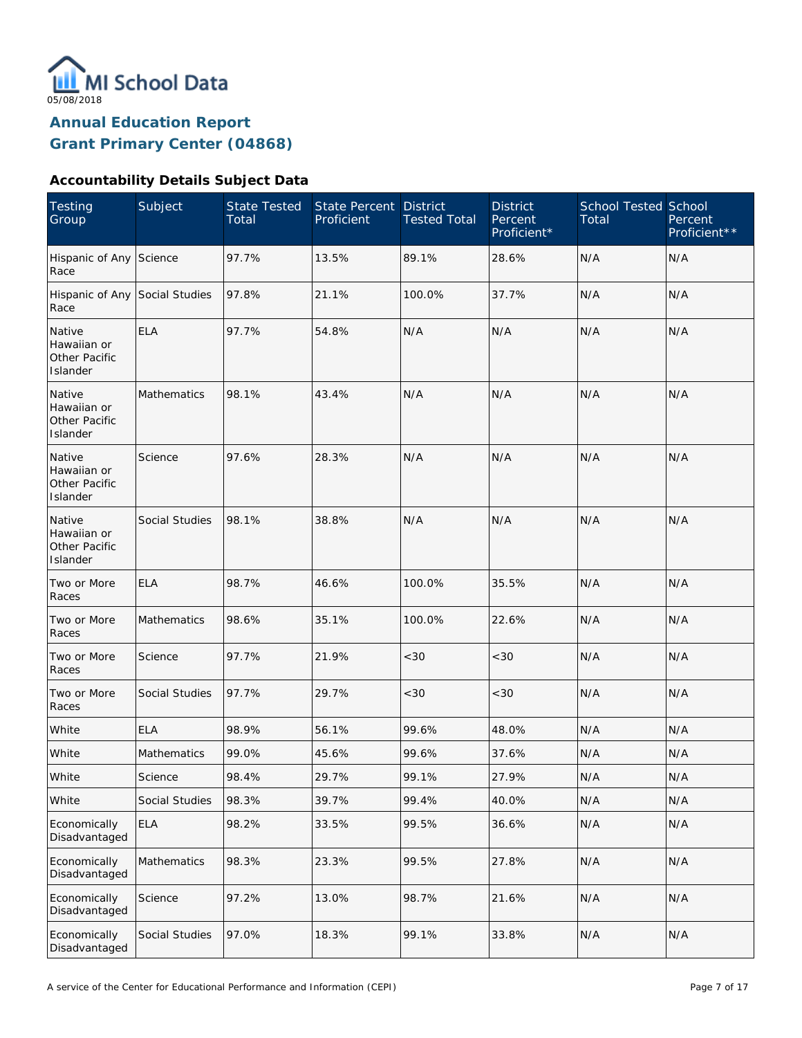MI School Data
05/08/2018

## Annual Education Report
## Grant Primary Center (04868)

### Accountability Details Subject Data

| Testing Group | Subject | State Tested Total | State Percent Proficient | District Tested Total | District Percent Proficient* | School Tested Total | School Percent Proficient** |
|---|---|---|---|---|---|---|---|
| Hispanic of Any Race | Science | 97.7% | 13.5% | 89.1% | 28.6% | N/A | N/A |
| Hispanic of Any Race | Social Studies | 97.8% | 21.1% | 100.0% | 37.7% | N/A | N/A |
| Native Hawaiian or Other Pacific Islander | ELA | 97.7% | 54.8% | N/A | N/A | N/A | N/A |
| Native Hawaiian or Other Pacific Islander | Mathematics | 98.1% | 43.4% | N/A | N/A | N/A | N/A |
| Native Hawaiian or Other Pacific Islander | Science | 97.6% | 28.3% | N/A | N/A | N/A | N/A |
| Native Hawaiian or Other Pacific Islander | Social Studies | 98.1% | 38.8% | N/A | N/A | N/A | N/A |
| Two or More Races | ELA | 98.7% | 46.6% | 100.0% | 35.5% | N/A | N/A |
| Two or More Races | Mathematics | 98.6% | 35.1% | 100.0% | 22.6% | N/A | N/A |
| Two or More Races | Science | 97.7% | 21.9% | <30 | <30 | N/A | N/A |
| Two or More Races | Social Studies | 97.7% | 29.7% | <30 | <30 | N/A | N/A |
| White | ELA | 98.9% | 56.1% | 99.6% | 48.0% | N/A | N/A |
| White | Mathematics | 99.0% | 45.6% | 99.6% | 37.6% | N/A | N/A |
| White | Science | 98.4% | 29.7% | 99.1% | 27.9% | N/A | N/A |
| White | Social Studies | 98.3% | 39.7% | 99.4% | 40.0% | N/A | N/A |
| Economically Disadvantaged | ELA | 98.2% | 33.5% | 99.5% | 36.6% | N/A | N/A |
| Economically Disadvantaged | Mathematics | 98.3% | 23.3% | 99.5% | 27.8% | N/A | N/A |
| Economically Disadvantaged | Science | 97.2% | 13.0% | 98.7% | 21.6% | N/A | N/A |
| Economically Disadvantaged | Social Studies | 97.0% | 18.3% | 99.1% | 33.8% | N/A | N/A |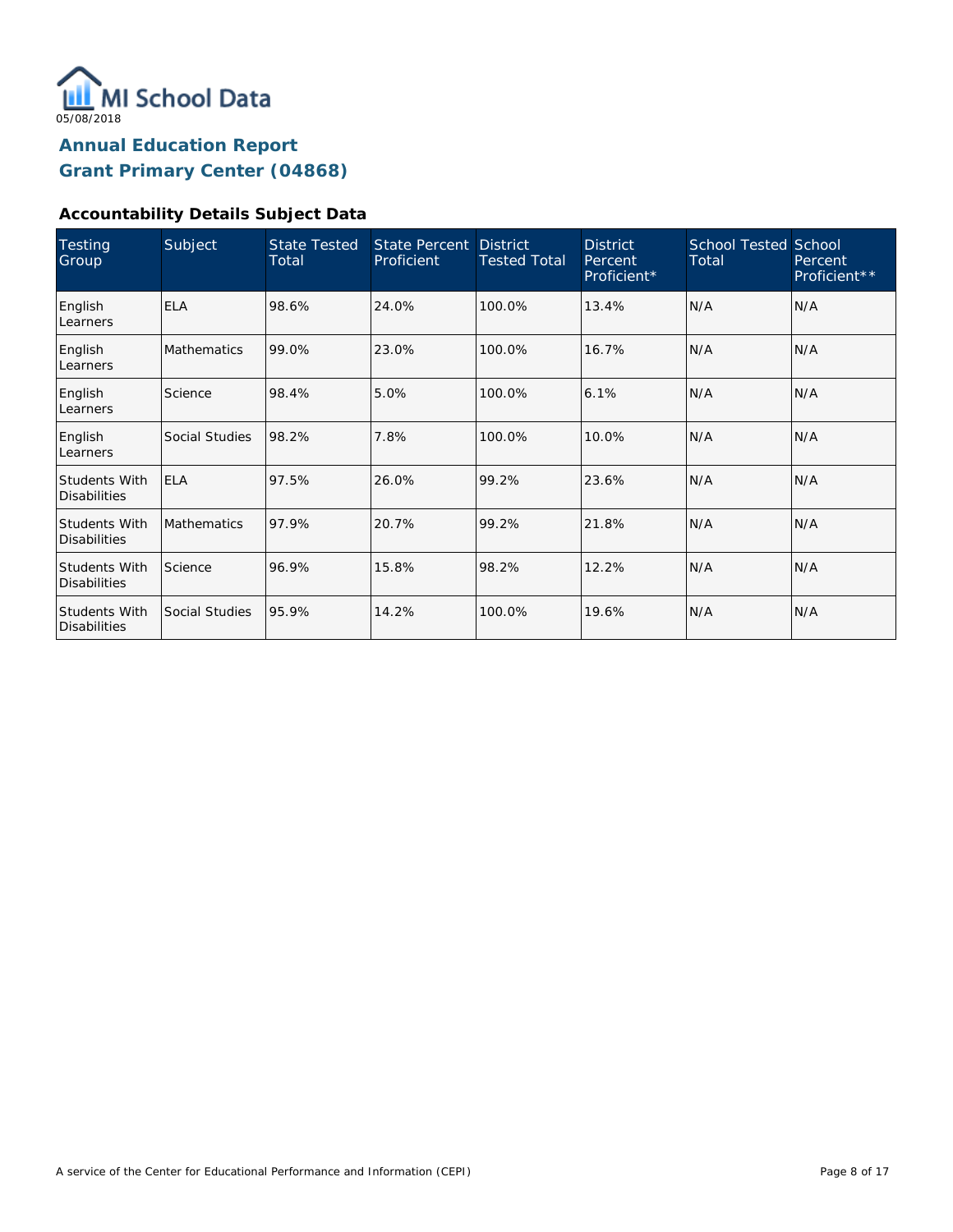MI School Data

05/08/2018

# Annual Education Report
# Grant Primary Center (04868)

### Accountability Details Subject Data

| Testing Group | Subject | State Tested Total | State Percent Proficient | District Tested Total | District Percent Proficient* | School Tested Total | School Percent Proficient** |
|---|---|---|---|---|---|---|---|
| English Learners | ELA | 98.6% | 24.0% | 100.0% | 13.4% | N/A | N/A |
| English Learners | Mathematics | 99.0% | 23.0% | 100.0% | 16.7% | N/A | N/A |
| English Learners | Science | 98.4% | 5.0% | 100.0% | 6.1% | N/A | N/A |
| English Learners | Social Studies | 98.2% | 7.8% | 100.0% | 10.0% | N/A | N/A |
| Students With Disabilities | ELA | 97.5% | 26.0% | 99.2% | 23.6% | N/A | N/A |
| Students With Disabilities | Mathematics | 97.9% | 20.7% | 99.2% | 21.8% | N/A | N/A |
| Students With Disabilities | Science | 96.9% | 15.8% | 98.2% | 12.2% | N/A | N/A |
| Students With Disabilities | Social Studies | 95.9% | 14.2% | 100.0% | 19.6% | N/A | N/A |

A service of the Center for Educational Performance and Information (CEPI)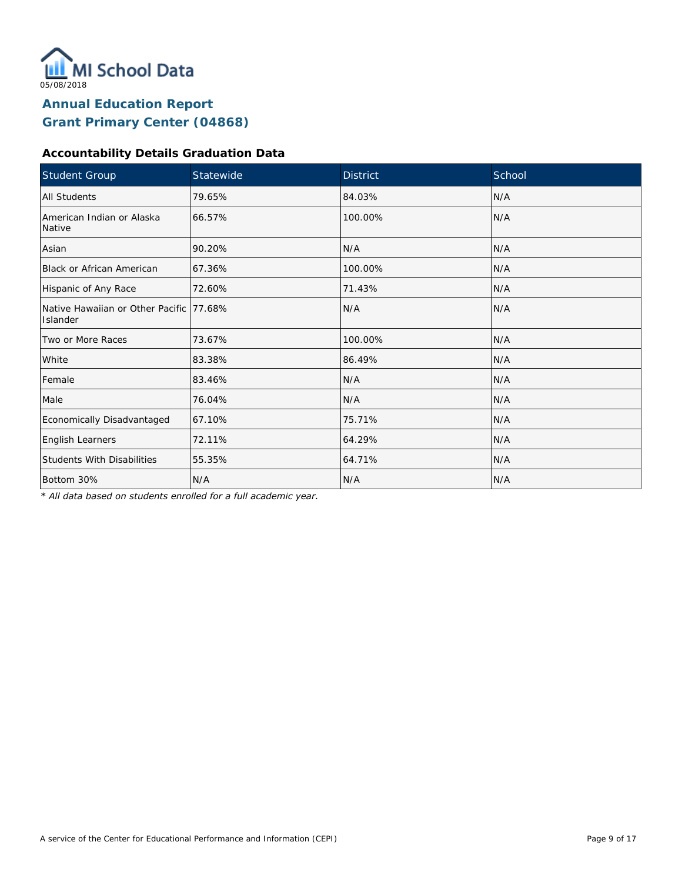05/08/2018

# Annual Education Report
# Grant Primary Center (04868)

### Accountability Details Graduation Data

| Student Group | Statewide | District | School |
|---|---|---|---|
| All Students | 79.65% | 84.03% | N/A |
| American Indian or Alaska Native | 66.57% | 100.00% | N/A |
| Asian | 90.20% | N/A | N/A |
| Black or African American | 67.36% | 100.00% | N/A |
| Hispanic of Any Race | 72.60% | 71.43% | N/A |
| Native Hawaiian or Other Pacific Islander | 77.68% | N/A | N/A |
| Two or More Races | 73.67% | 100.00% | N/A |
| White | 83.38% | 86.49% | N/A |
| Female | 83.46% | N/A | N/A |
| Male | 76.04% | N/A | N/A |
| Economically Disadvantaged | 67.10% | 75.71% | N/A |
| English Learners | 72.11% | 64.29% | N/A |
| Students With Disabilities | 55.35% | 64.71% | N/A |
| Bottom 30% | N/A | N/A | N/A |

*\* All data based on students enrolled for a full academic year.*

A service of the Center for Educational Performance and Information (CEPI)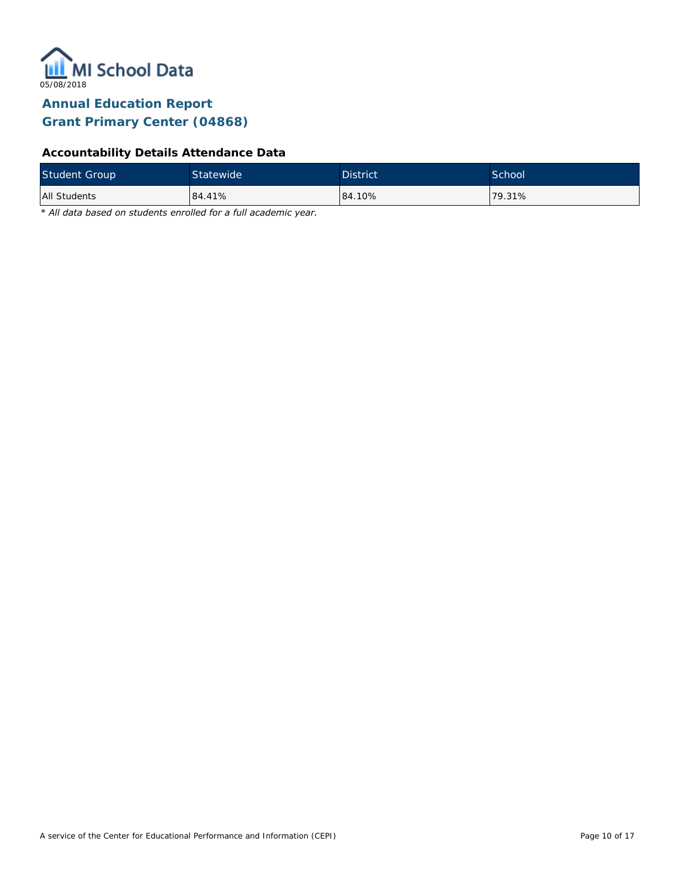MI School Data

05/08/2018

# Annual Education Report
# Grant Primary Center (04868)

### Accountability Details Attendance Data

| Student Group | Statewide | District | School |
|---|---|---|---|
| All Students | 84.41% | 84.10% | 79.31% |

*\* All data based on students enrolled for a full academic year.*

A service of the Center for Educational Performance and Information (CEPI)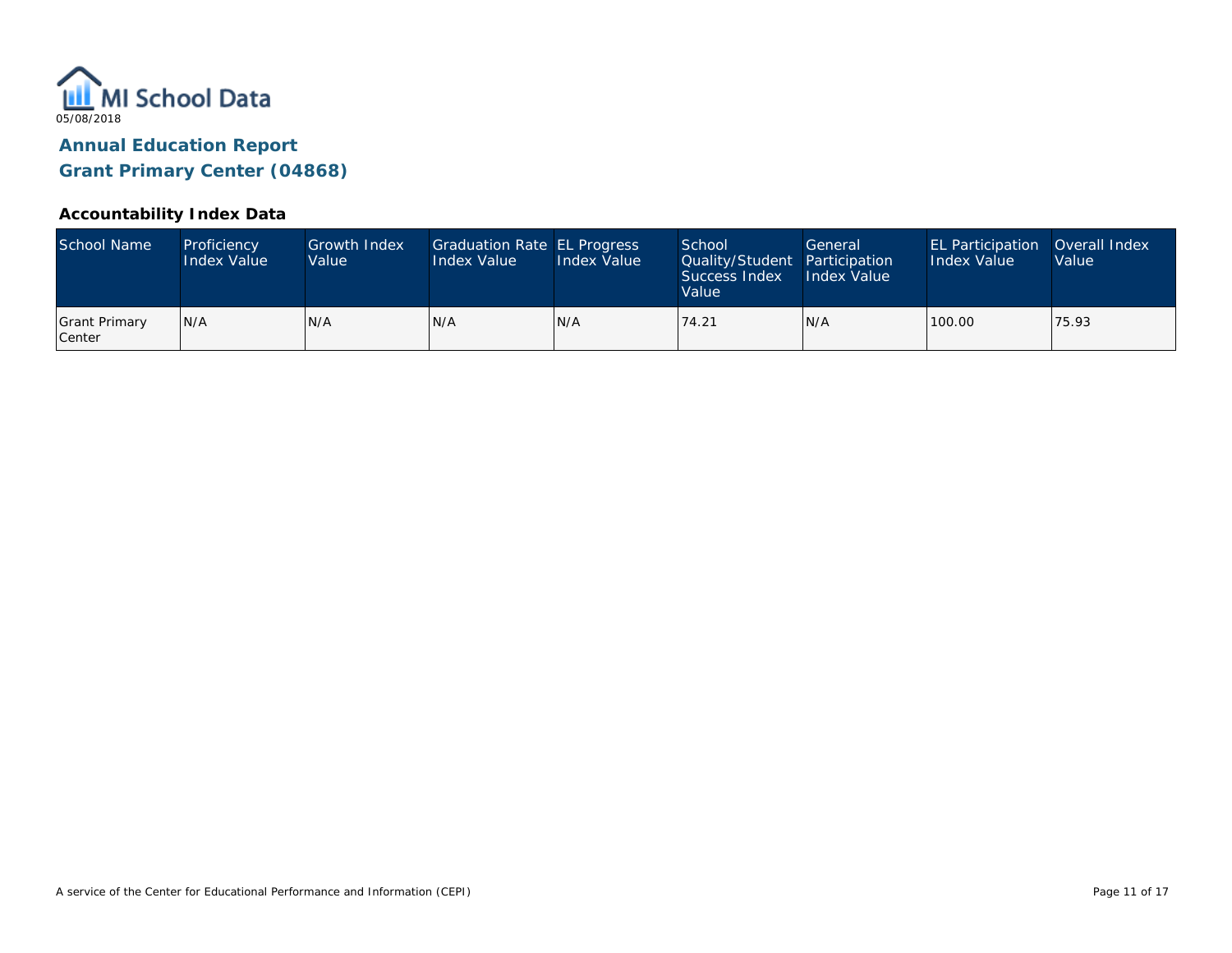MI School Data

05/08/2018

## Annual Education Report

## Grant Primary Center (04868)

### Accountability Index Data

| School Name | Proficiency Index Value | Growth Index Value | Graduation Rate Index Value | EL Progress Index Value | School Quality/Student Success Index Value | General Participation Index Value | EL Participation Index Value | Overall Index Value |
|---|---|---|---|---|---|---|---|---|
| Grant Primary Center | N/A | N/A | N/A | N/A | 74.21 | N/A | 100.00 | 75.93 |

A service of the Center for Educational Performance and Information (CEPI)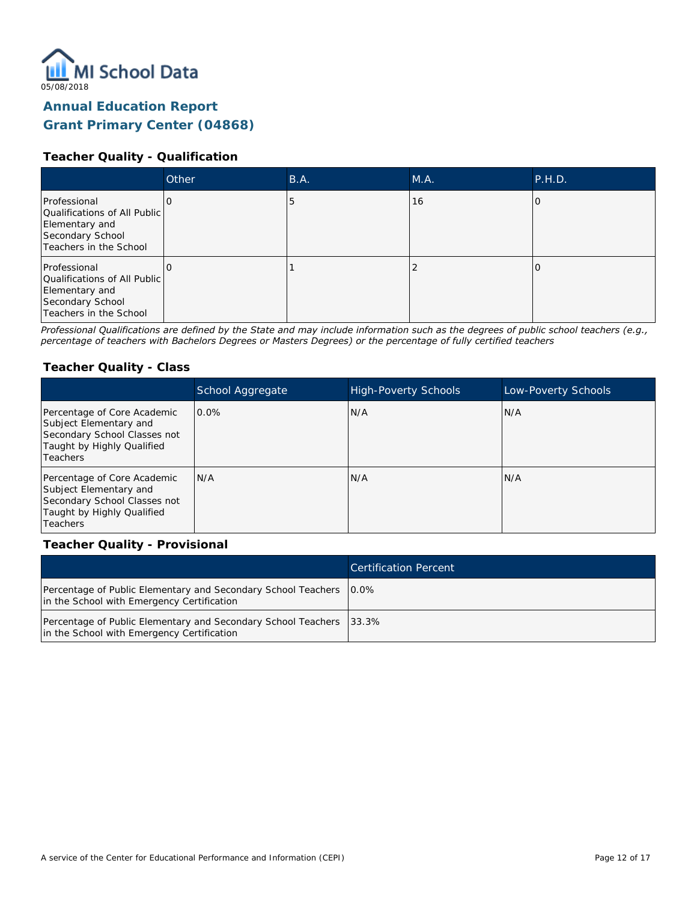MI School Data

05/08/2018

# Annual Education Report

# Grant Primary Center (04868)

## Teacher Quality - Qualification

| | Other | B.A. | M.A. | P.H.D. |
|---|---|---|---|---|
| Professional Qualifications of All Public Elementary and Secondary School Teachers in the School | 0 | 5 | 16 | 0 |
| Professional Qualifications of All Public Elementary and Secondary School Teachers in the School | 0 | 1 | 2 | 0 |

*Professional Qualifications are defined by the State and may include information such as the degrees of public school teachers (e.g., percentage of teachers with Bachelors Degrees or Masters Degrees) or the percentage of fully certified teachers*

## Teacher Quality - Class

| | School Aggregate | High-Poverty Schools | Low-Poverty Schools |
|---|---|---|---|
| Percentage of Core Academic Subject Elementary and Secondary School Classes not Taught by Highly Qualified Teachers | 0.0% | N/A | N/A |
| Percentage of Core Academic Subject Elementary and Secondary School Classes not Taught by Highly Qualified Teachers | N/A | N/A | N/A |

## Teacher Quality - Provisional

| | Certification Percent |
|---|---|
| Percentage of Public Elementary and Secondary School Teachers in the School with Emergency Certification | 0.0% |
| Percentage of Public Elementary and Secondary School Teachers in the School with Emergency Certification | 33.3% |

A service of the Center for Educational Performance and Information (CEPI)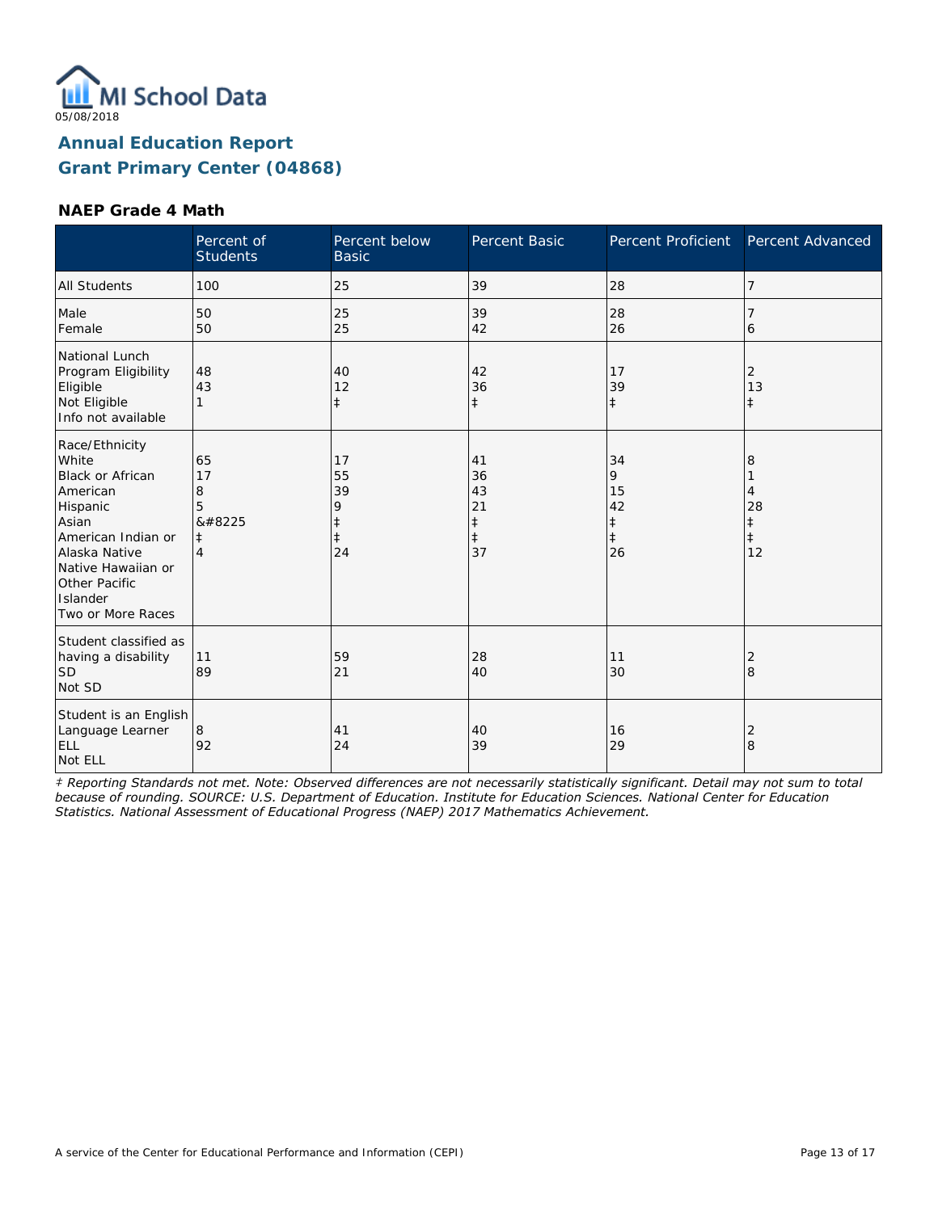05/08/2018

# Annual Education Report
## Grant Primary Center (04868)

### NAEP Grade 4 Math

| | Percent of Students | Percent below Basic | Percent Basic | Percent Proficient | Percent Advanced |
|---|---|---|---|---|---|
| All Students | 100 | 25 | 39 | 28 | 7 |
| Male<br>Female | 50<br>50 | 25<br>25 | 39<br>42 | 28<br>26 | 7<br>6 |
| National Lunch Program Eligibility<br>Eligible<br>Not Eligible<br>Info not available | 48<br>43<br>1 | 40<br>12<br>‡ | 42<br>36<br>‡ | 17<br>39<br>‡ | 2<br>13<br>‡ |
| Race/Ethnicity<br>White<br>Black or African American<br>Hispanic<br>Asian<br>American Indian or Alaska Native<br>Native Hawaiian or Other Pacific Islander<br>Two or More Races | 65<br>17<br>8<br>5<br>&#8225<br>‡<br>4 | 17<br>55<br>39<br>9<br>‡<br>‡<br>24 | 41<br>36<br>43<br>21<br>‡<br>‡<br>37 | 34<br>9<br>15<br>42<br>‡<br>‡<br>26 | 8<br>1<br>4<br>28<br>‡<br>‡<br>12 |
| Student classified as having a disability<br>SD<br>Not SD | 11<br>89 | 59<br>21 | 28<br>40 | 11<br>30 | 2<br>8 |
| Student is an English Language Learner<br>ELL<br>Not ELL | 8<br>92 | 41<br>24 | 40<br>39 | 16<br>29 | 2<br>8 |

*‡ Reporting Standards not met. Note: Observed differences are not necessarily statistically significant. Detail may not sum to total because of rounding. SOURCE: U.S. Department of Education. Institute for Education Sciences. National Center for Education Statistics. National Assessment of Educational Progress (NAEP) 2017 Mathematics Achievement.*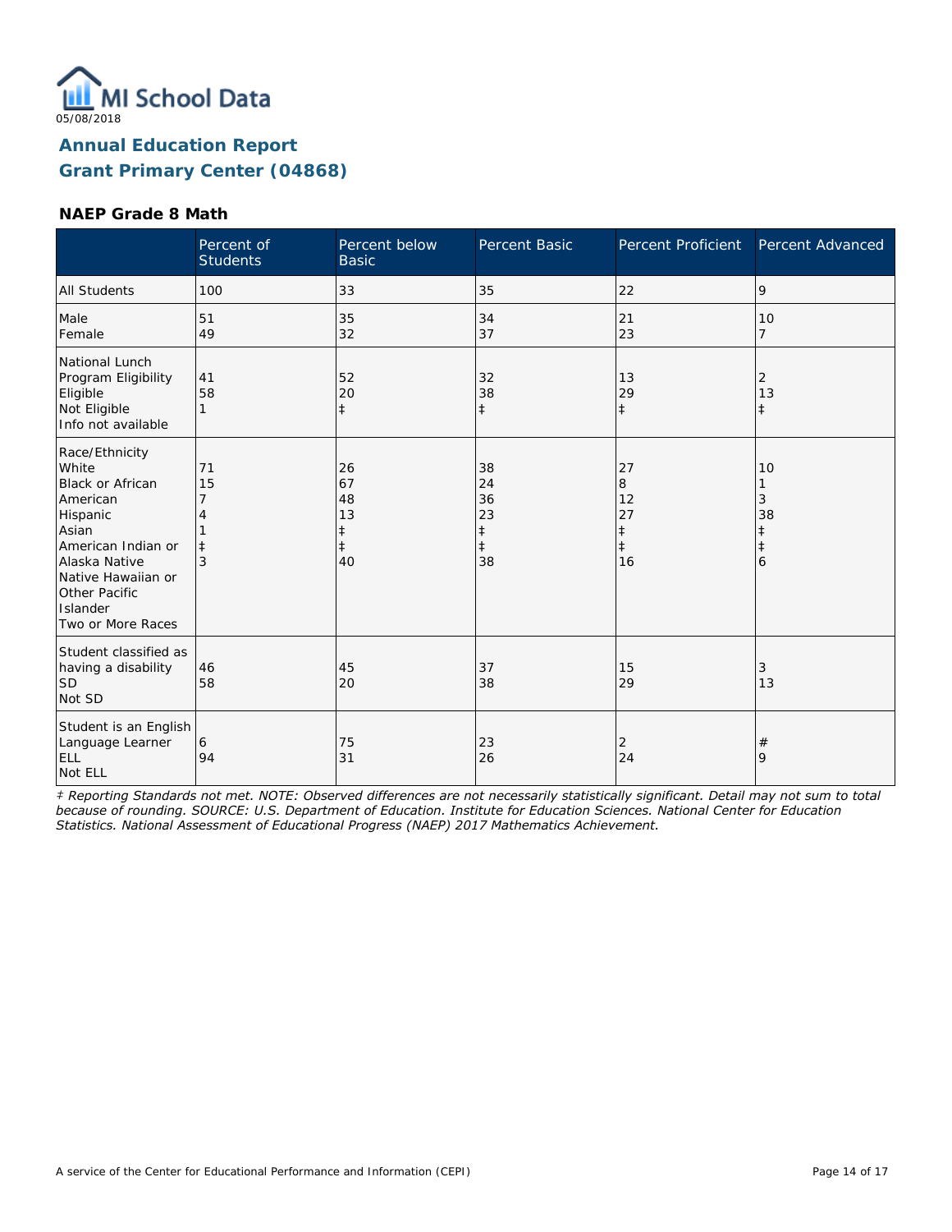05/08/2018

# Annual Education Report
## Grant Primary Center (04868)

### NAEP Grade 8 Math

| | Percent of Students | Percent below Basic | Percent Basic | Percent Proficient | Percent Advanced |
|---|---|---|---|---|---|
| All Students | 100 | 33 | 35 | 22 | 9 |
| Male | 51 | 35 | 34 | 21 | 10 |
| Female | 49 | 32 | 37 | 23 | 7 |
| National Lunch Program Eligibility | | | | | |
| Eligible | 41 | 52 | 32 | 13 | 2 |
| Not Eligible | 58 | 20 | 38 | 29 | 13 |
| Info not available | 1 | ‡ | ‡ | ‡ | ‡ |
| Race/Ethnicity | | | | | |
| White | 71 | 26 | 38 | 27 | 10 |
| Black or African American | 15 | 67 | 24 | 8 | 1 |
| Hispanic | 7 | 48 | 36 | 12 | 3 |
| Asian | 4 | 13 | 23 | 27 | 38 |
| American Indian or Alaska Native | 1 | ‡ | ‡ | ‡ | ‡ |
| Native Hawaiian or Other Pacific Islander | ‡ | ‡ | ‡ | ‡ | ‡ |
| Two or More Races | 3 | 40 | 38 | 16 | 6 |
| Student classified as having a disability | | | | | |
| SD | 46 | 45 | 37 | 15 | 3 |
| Not SD | 58 | 20 | 38 | 29 | 13 |
| Student is an English Language Learner | | | | | |
| ELL | 6 | 75 | 23 | 2 | # |
| Not ELL | 94 | 31 | 26 | 24 | 9 |

*‡ Reporting Standards not met. NOTE: Observed differences are not necessarily statistically significant. Detail may not sum to total because of rounding. SOURCE: U.S. Department of Education. Institute for Education Sciences. National Center for Education Statistics. National Assessment of Educational Progress (NAEP) 2017 Mathematics Achievement.*

A service of the Center for Educational Performance and Information (CEPI)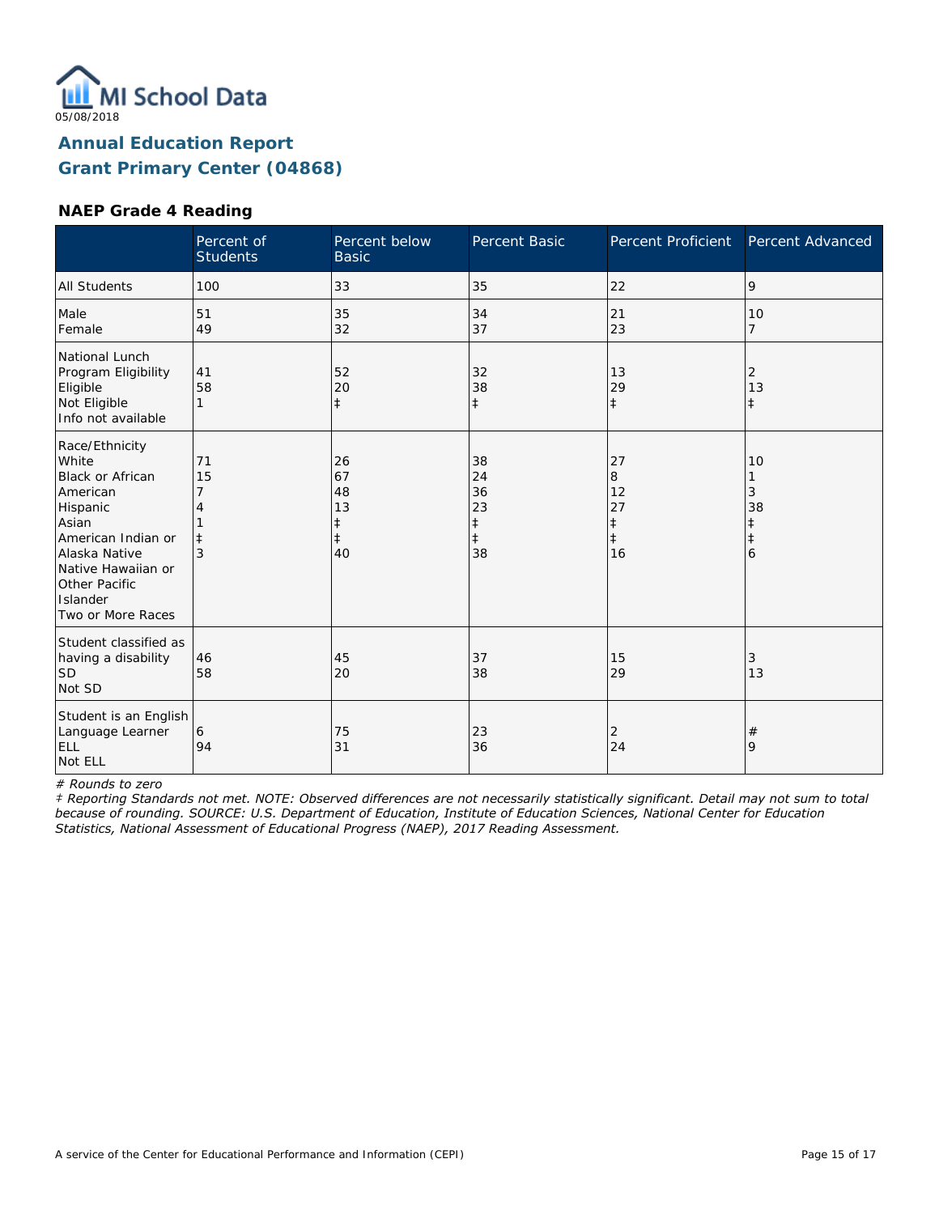05/08/2018

# Annual Education Report
# Grant Primary Center (04868)

### NAEP Grade 4 Reading

| | Percent of Students | Percent below Basic | Percent Basic | Percent Proficient | Percent Advanced |
|---|---|---|---|---|---|
| All Students | 100 | 33 | 35 | 22 | 9 |
| Male | 51 | 35 | 34 | 21 | 10 |
| Female | 49 | 32 | 37 | 23 | 7 |
| National Lunch Program Eligibility | | | | | |
| Eligible | 41 | 52 | 32 | 13 | 2 |
| Not Eligible | 58 | 20 | 38 | 29 | 13 |
| Info not available | 1 | ‡ | ‡ | ‡ | ‡ |
| Race/Ethnicity | | | | | |
| White | 71 | 26 | 38 | 27 | 10 |
| Black or African American | 15 | 67 | 24 | 8 | 1 |
| Hispanic | 7 | 48 | 36 | 12 | 3 |
| Asian | 4 | 13 | 23 | 27 | 38 |
| American Indian or Alaska Native | 1 | ‡ | ‡ | ‡ | ‡ |
| Native Hawaiian or Other Pacific Islander | ‡ | ‡ | ‡ | ‡ | ‡ |
| Two or More Races | 3 | 40 | 38 | 16 | 6 |
| Student classified as having a disability | | | | | |
| SD | 46 | 45 | 37 | 15 | 3 |
| Not SD | 58 | 20 | 38 | 29 | 13 |
| Student is an English Language Learner | | | | | |
| ELL | 6 | 75 | 23 | 2 | # |
| Not ELL | 94 | 31 | 36 | 24 | 9 |

*# Rounds to zero*

*‡ Reporting Standards not met. NOTE: Observed differences are not necessarily statistically significant. Detail may not sum to total because of rounding. SOURCE: U.S. Department of Education, Institute of Education Sciences, National Center for Education Statistics, National Assessment of Educational Progress (NAEP), 2017 Reading Assessment.*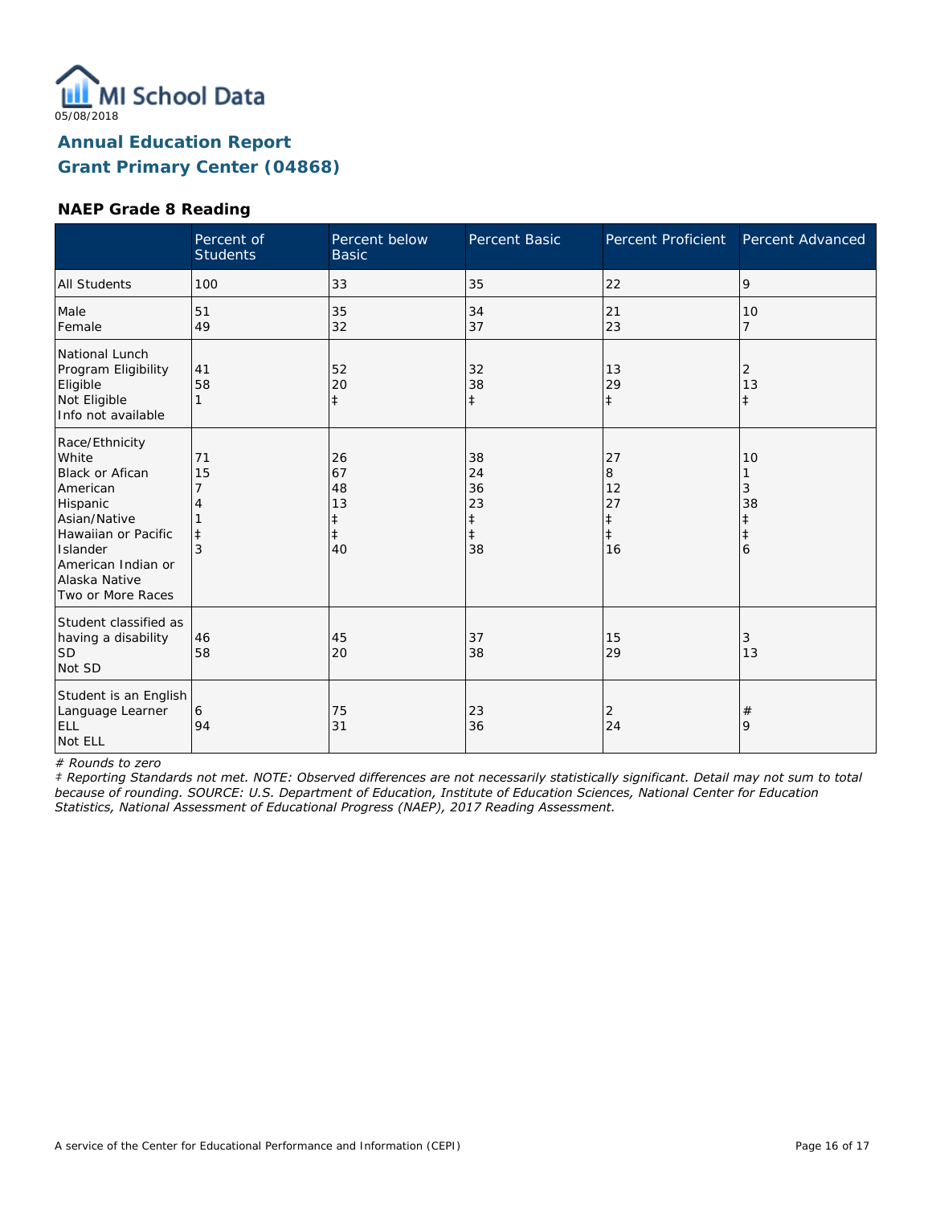05/08/2018

# Annual Education Report
## Grant Primary Center (04868)

### NAEP Grade 8 Reading

| | Percent of Students | Percent below Basic | Percent Basic | Percent Proficient | Percent Advanced |
|---|---|---|---|---|---|
| All Students | 100 | 33 | 35 | 22 | 9 |
| Male | 51 | 35 | 34 | 21 | 10 |
| Female | 49 | 32 | 37 | 23 | 7 |
| National Lunch Program Eligibility | | | | | |
| Eligible | 41 | 52 | 32 | 13 | 2 |
| Not Eligible | 58 | 20 | 38 | 29 | 13 |
| Info not available | 1 | ‡ | ‡ | ‡ | ‡ |
| Race/Ethnicity | | | | | |
| White | 71 | 26 | 38 | 27 | 10 |
| Black or Afican American | 15 | 67 | 24 | 8 | 1 |
| Hispanic | 7 | 48 | 36 | 12 | 3 |
| Asian/Native | 4 | 13 | 23 | 27 | 38 |
| Hawaiian or Pacific Islander | 1 | ‡ | ‡ | ‡ | ‡ |
| American Indian or Alaska Native | ‡ | ‡ | ‡ | ‡ | ‡ |
| Two or More Races | 3 | 40 | 38 | 16 | 6 |
| Student classified as having a disability | | | | | |
| SD | 46 | 45 | 37 | 15 | 3 |
| Not SD | 58 | 20 | 38 | 29 | 13 |
| Student is an English Language Learner | | | | | |
| ELL | 6 | 75 | 23 | 2 | # |
| Not ELL | 94 | 31 | 36 | 24 | 9 |

*# Rounds to zero*

*‡ Reporting Standards not met. NOTE: Observed differences are not necessarily statistically significant. Detail may not sum to total because of rounding. SOURCE: U.S. Department of Education, Institute of Education Sciences, National Center for Education Statistics, National Assessment of Educational Progress (NAEP), 2017 Reading Assessment.*

A service of the Center for Educational Performance and Information (CEPI)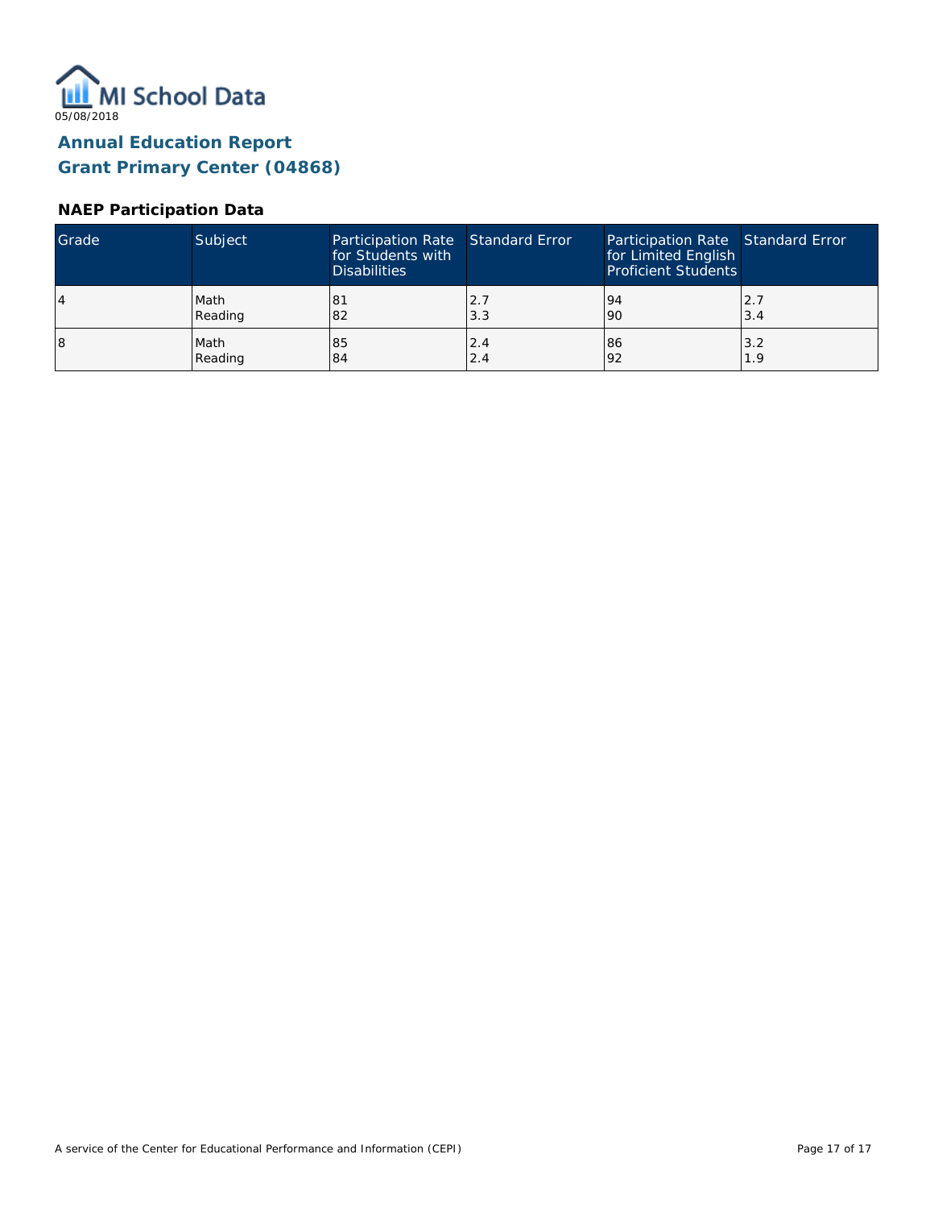MI School Data

05/08/2018

# Annual Education Report

# Grant Primary Center (04868)

### NAEP Participation Data

| Grade | Subject | Participation Rate for Students with Disabilities | Standard Error | Participation Rate for Limited English Proficient Students | Standard Error |
|---|---|---|---|---|---|
| 4 | Math<br>Reading | 81<br>82 | 2.7<br>3.3 | 94<br>90 | 2.7<br>3.4 |
| 8 | Math<br>Reading | 85<br>84 | 2.4<br>2.4 | 86<br>92 | 3.2<br>1.9 |

A service of the Center for Educational Performance and Information (CEPI)